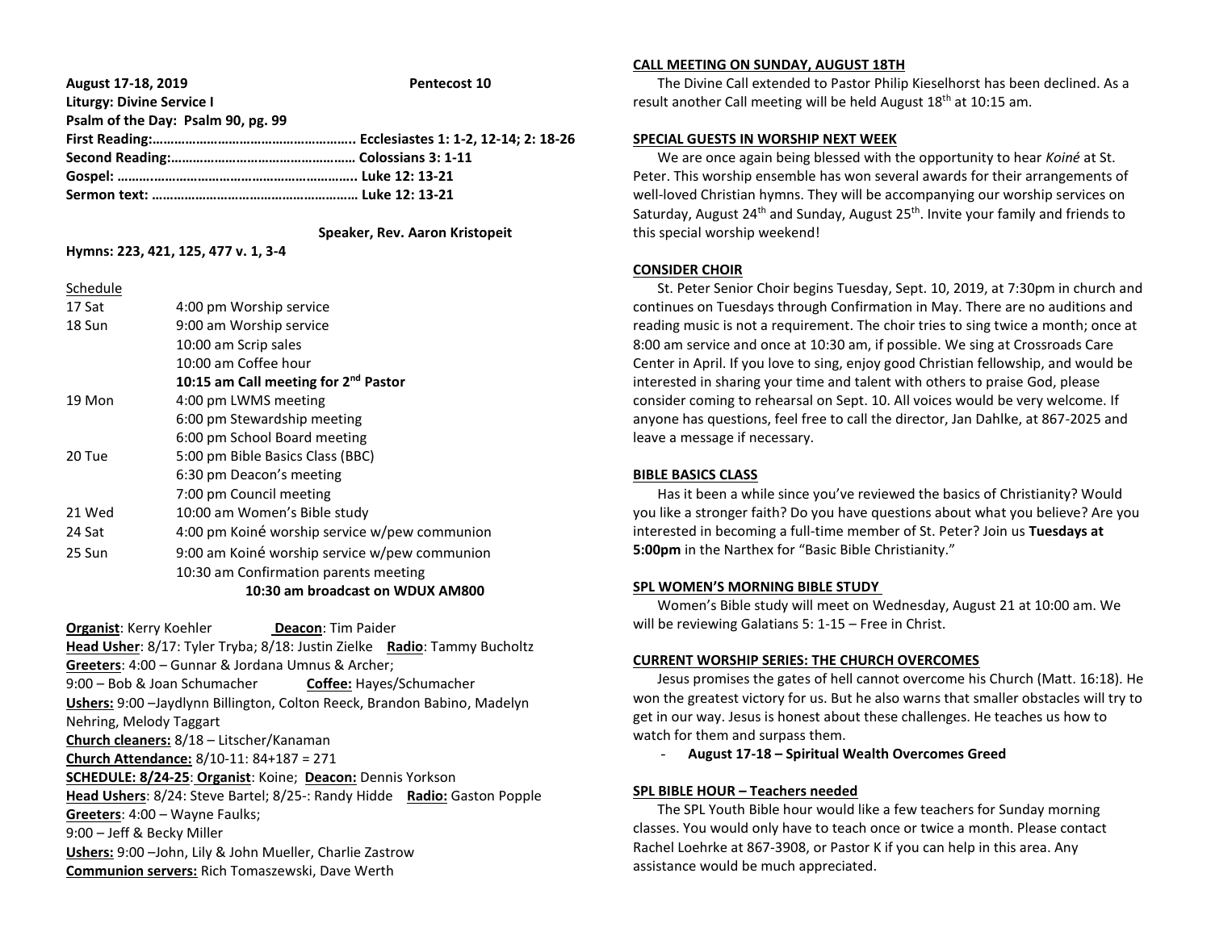**August 17-18, 2019** **Pentecost 10**

**Liturgy: Divine Service I**

**Psalm of the Day: Psalm 90, pg. 99**

**First Reading:……………………………………………….. Ecclesiastes 1: 1-2, 12-14; 2: 18-26**

**Second Reading:…………………………………………… Colossians 3: 1-11**

**Gospel: ……..……………………………………………….. Luke 12: 13-21**

**Sermon text: ………………………………………………… Luke 12: 13-21**

**Speaker, Rev. Aaron Kristopeit**

**Hymns: 223, 421, 125, 477 v. 1, 3-4**

Schedule

| | |
|---|---|
| 17 Sat | 4:00 pm Worship service |
| 18 Sun | 9:00 am Worship service |
| | 10:00 am Scrip sales |
| | 10:00 am Coffee hour |
| | **10:15 am Call meeting for 2nd Pastor** |
| 19 Mon | 4:00 pm LWMS meeting |
| | 6:00 pm Stewardship meeting |
| | 6:00 pm School Board meeting |
| 20 Tue | 5:00 pm Bible Basics Class (BBC) |
| | 6:30 pm Deacon's meeting |
| | 7:00 pm Council meeting |
| 21 Wed | 10:00 am Women's Bible study |
| 24 Sat | 4:00 pm Koiné worship service w/pew communion |
| 25 Sun | 9:00 am Koiné worship service w/pew communion |
| | 10:30 am Confirmation parents meeting |
| | **10:30 am broadcast on WDUX AM800** |

**Organist**: Kerry Koehler **Deacon**: Tim Paider

**Head Usher**: 8/17: Tyler Tryba; 8/18: Justin Zielke **Radio**: Tammy Bucholtz

**Greeters**: 4:00 – Gunnar & Jordana Umnus & Archer;
9:00 – Bob & Joan Schumacher **Coffee:** Hayes/Schumacher

**Ushers:** 9:00 –Jaydlynn Billington, Colton Reeck, Brandon Babino, Madelyn Nehring, Melody Taggart

**Church cleaners:** 8/18 – Litscher/Kanaman

**Church Attendance:** 8/10-11: 84+187 = 271

**SCHEDULE: 8/24-25**: **Organist**: Koine; **Deacon:** Dennis Yorkson

**Head Ushers**: 8/24: Steve Bartel; 8/25-: Randy Hidde **Radio:** Gaston Popple

**Greeters**: 4:00 – Wayne Faulks;
9:00 – Jeff & Becky Miller

**Ushers:** 9:00 –John, Lily & John Mueller, Charlie Zastrow

**Communion servers:** Rich Tomaszewski, Dave Werth

## CALL MEETING ON SUNDAY, AUGUST 18TH

The Divine Call extended to Pastor Philip Kieselhorst has been declined. As a result another Call meeting will be held August 18th at 10:15 am.

## SPECIAL GUESTS IN WORSHIP NEXT WEEK

We are once again being blessed with the opportunity to hear *Koiné* at St. Peter. This worship ensemble has won several awards for their arrangements of well-loved Christian hymns. They will be accompanying our worship services on Saturday, August 24th and Sunday, August 25th. Invite your family and friends to this special worship weekend!

## CONSIDER CHOIR

St. Peter Senior Choir begins Tuesday, Sept. 10, 2019, at 7:30pm in church and continues on Tuesdays through Confirmation in May. There are no auditions and reading music is not a requirement. The choir tries to sing twice a month; once at 8:00 am service and once at 10:30 am, if possible. We sing at Crossroads Care Center in April. If you love to sing, enjoy good Christian fellowship, and would be interested in sharing your time and talent with others to praise God, please consider coming to rehearsal on Sept. 10. All voices would be very welcome. If anyone has questions, feel free to call the director, Jan Dahlke, at 867-2025 and leave a message if necessary.

## BIBLE BASICS CLASS

Has it been a while since you've reviewed the basics of Christianity? Would you like a stronger faith? Do you have questions about what you believe? Are you interested in becoming a full-time member of St. Peter? Join us **Tuesdays at 5:00pm** in the Narthex for "Basic Bible Christianity."

## SPL WOMEN'S MORNING BIBLE STUDY

Women's Bible study will meet on Wednesday, August 21 at 10:00 am. We will be reviewing Galatians 5: 1-15 – Free in Christ.

## CURRENT WORSHIP SERIES: THE CHURCH OVERCOMES

Jesus promises the gates of hell cannot overcome his Church (Matt. 16:18). He won the greatest victory for us. But he also warns that smaller obstacles will try to get in our way. Jesus is honest about these challenges. He teaches us how to watch for them and surpass them.

- **August 17-18 – Spiritual Wealth Overcomes Greed**

## SPL BIBLE HOUR – Teachers needed

The SPL Youth Bible hour would like a few teachers for Sunday morning classes. You would only have to teach once or twice a month. Please contact Rachel Loehrke at 867-3908, or Pastor K if you can help in this area. Any assistance would be much appreciated.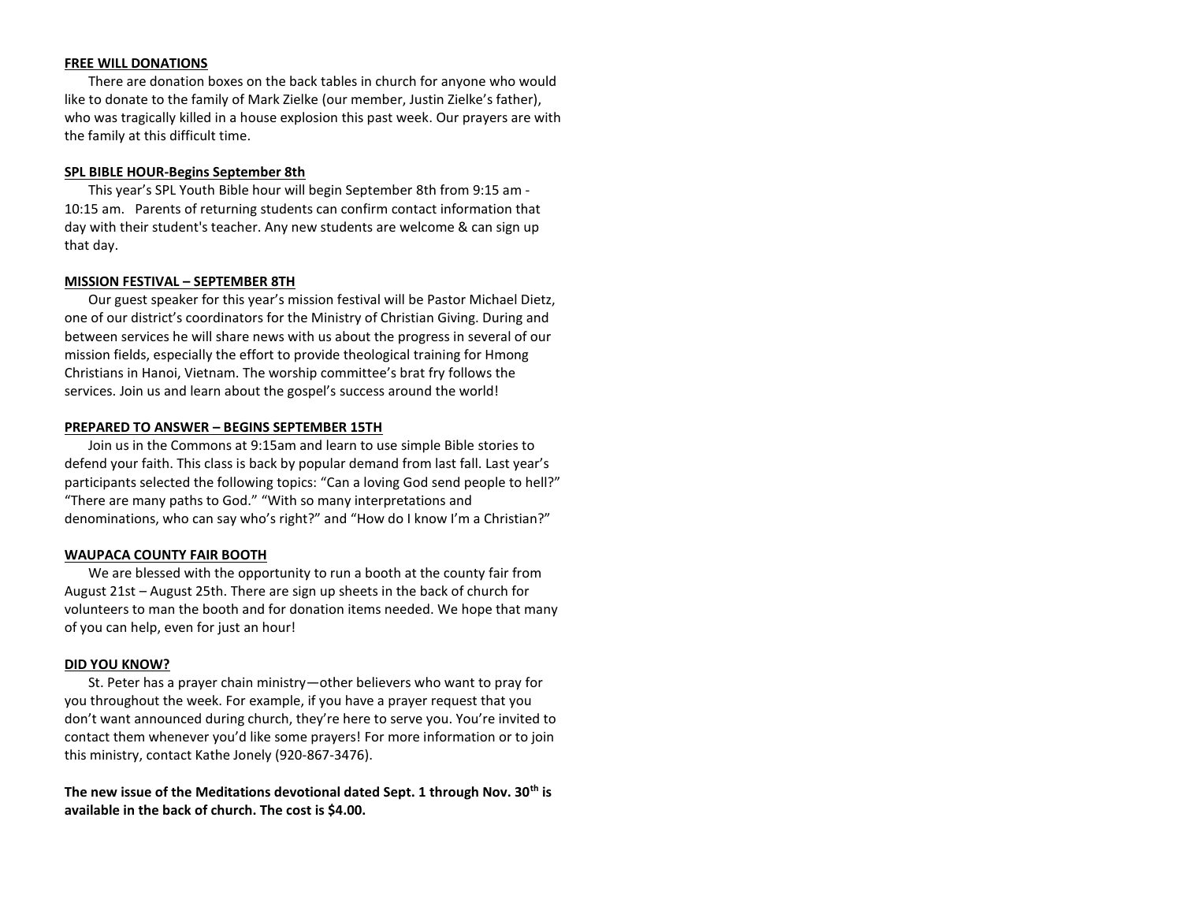**FREE WILL DONATIONS**

There are donation boxes on the back tables in church for anyone who would like to donate to the family of Mark Zielke (our member, Justin Zielke's father), who was tragically killed in a house explosion this past week. Our prayers are with the family at this difficult time.

**SPL BIBLE HOUR-Begins September 8th**

This year's SPL Youth Bible hour will begin September 8th from 9:15 am - 10:15 am. Parents of returning students can confirm contact information that day with their student's teacher. Any new students are welcome & can sign up that day.

**MISSION FESTIVAL – SEPTEMBER 8TH**

Our guest speaker for this year's mission festival will be Pastor Michael Dietz, one of our district's coordinators for the Ministry of Christian Giving. During and between services he will share news with us about the progress in several of our mission fields, especially the effort to provide theological training for Hmong Christians in Hanoi, Vietnam. The worship committee's brat fry follows the services. Join us and learn about the gospel's success around the world!

**PREPARED TO ANSWER – BEGINS SEPTEMBER 15TH**

Join us in the Commons at 9:15am and learn to use simple Bible stories to defend your faith. This class is back by popular demand from last fall. Last year's participants selected the following topics: "Can a loving God send people to hell?" "There are many paths to God." "With so many interpretations and denominations, who can say who's right?" and "How do I know I'm a Christian?"

**WAUPACA COUNTY FAIR BOOTH**

We are blessed with the opportunity to run a booth at the county fair from August 21st – August 25th. There are sign up sheets in the back of church for volunteers to man the booth and for donation items needed. We hope that many of you can help, even for just an hour!

**DID YOU KNOW?**

St. Peter has a prayer chain ministry—other believers who want to pray for you throughout the week. For example, if you have a prayer request that you don't want announced during church, they're here to serve you. You're invited to contact them whenever you'd like some prayers! For more information or to join this ministry, contact Kathe Jonely (920-867-3476).

**The new issue of the Meditations devotional dated Sept. 1 through Nov. 30th is available in the back of church. The cost is $4.00.**